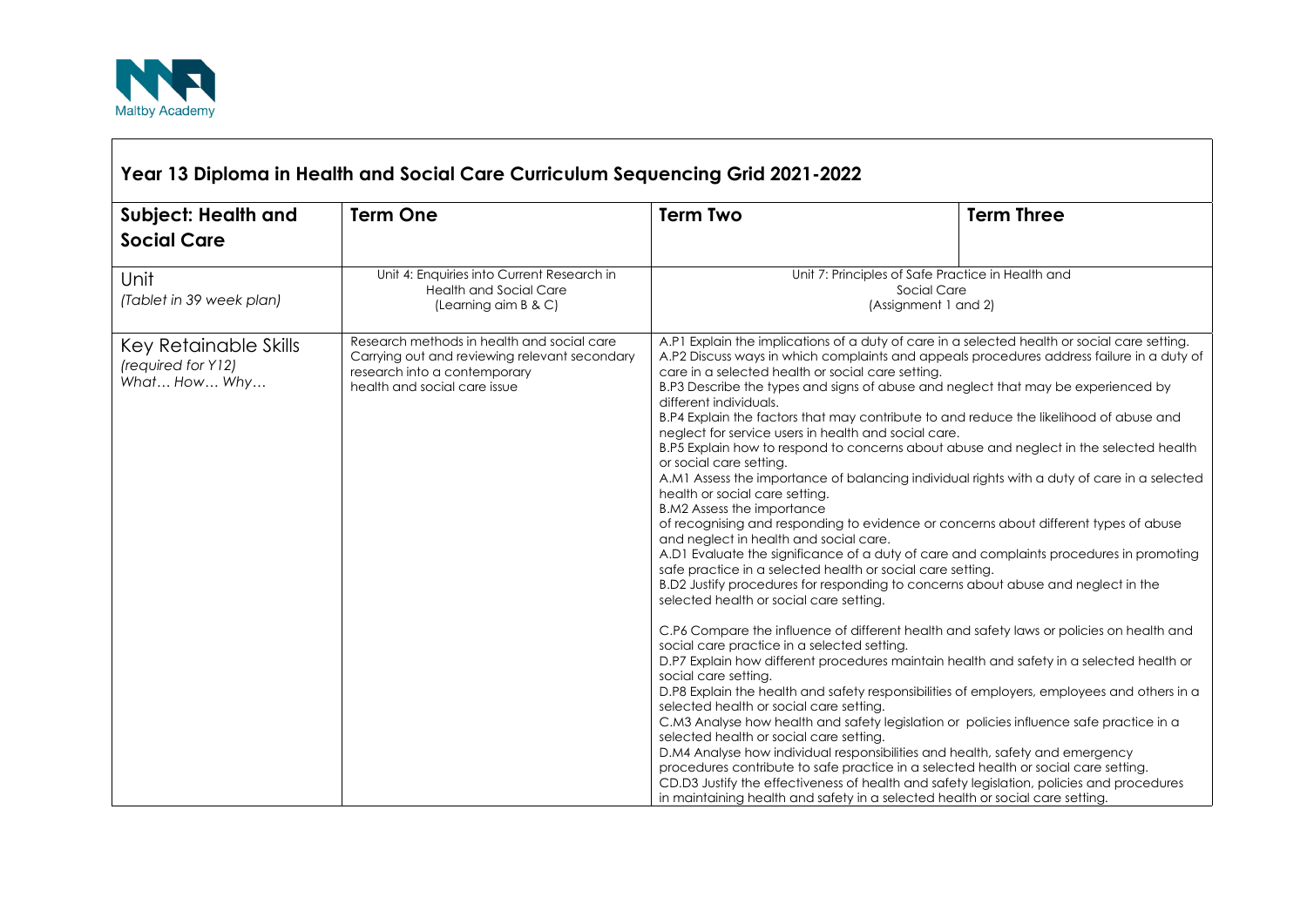Maltby Academy

## Year 13 Diploma in Health and Social Care Curriculum Sequencing Grid 2021-2022

| **Subject: Health and Social Care** | **Term One** | **Term Two** | **Term Three** |
|---|---|---|---|
| Unit *(Tablet in 39 week plan)* | Unit 4: Enquiries into Current Research in Health and Social Care (Learning aim B & C) | Unit 7: Principles of Safe Practice in Health and Social Care (Assignment 1 and 2) | |
| Key Retainable Skills *(required for Y12)* *What… How… Why…* | Research methods in health and social care Carrying out and reviewing relevant secondary research into a contemporary health and social care issue | A.P1 Explain the implications of a duty of care in a selected health or social care setting.<br>A.P2 Discuss ways in which complaints and appeals procedures address failure in a duty of care in a selected health or social care setting.<br>B.P3 Describe the types and signs of abuse and neglect that may be experienced by different individuals.<br>B.P4 Explain the factors that may contribute to and reduce the likelihood of abuse and neglect for service users in health and social care.<br>B.P5 Explain how to respond to concerns about abuse and neglect in the selected health or social care setting.<br>A.M1 Assess the importance of balancing individual rights with a duty of care in a selected health or social care setting.<br>B.M2 Assess the importance of recognising and responding to evidence or concerns about different types of abuse and neglect in health and social care.<br>A.D1 Evaluate the significance of a duty of care and complaints procedures in promoting safe practice in a selected health or social care setting.<br>B.D2 Justify procedures for responding to concerns about abuse and neglect in the selected health or social care setting.<br><br>C.P6 Compare the influence of different health and safety laws or policies on health and social care practice in a selected setting.<br>D.P7 Explain how different procedures maintain health and safety in a selected health or social care setting.<br>D.P8 Explain the health and safety responsibilities of employers, employees and others in a selected health or social care setting.<br>C.M3 Analyse how health and safety legislation or policies influence safe practice in a selected health or social care setting.<br>D.M4 Analyse how individual responsibilities and health, safety and emergency procedures contribute to safe practice in a selected health or social care setting.<br>CD.D3 Justify the effectiveness of health and safety legislation, policies and procedures in maintaining health and safety in a selected health or social care setting. | |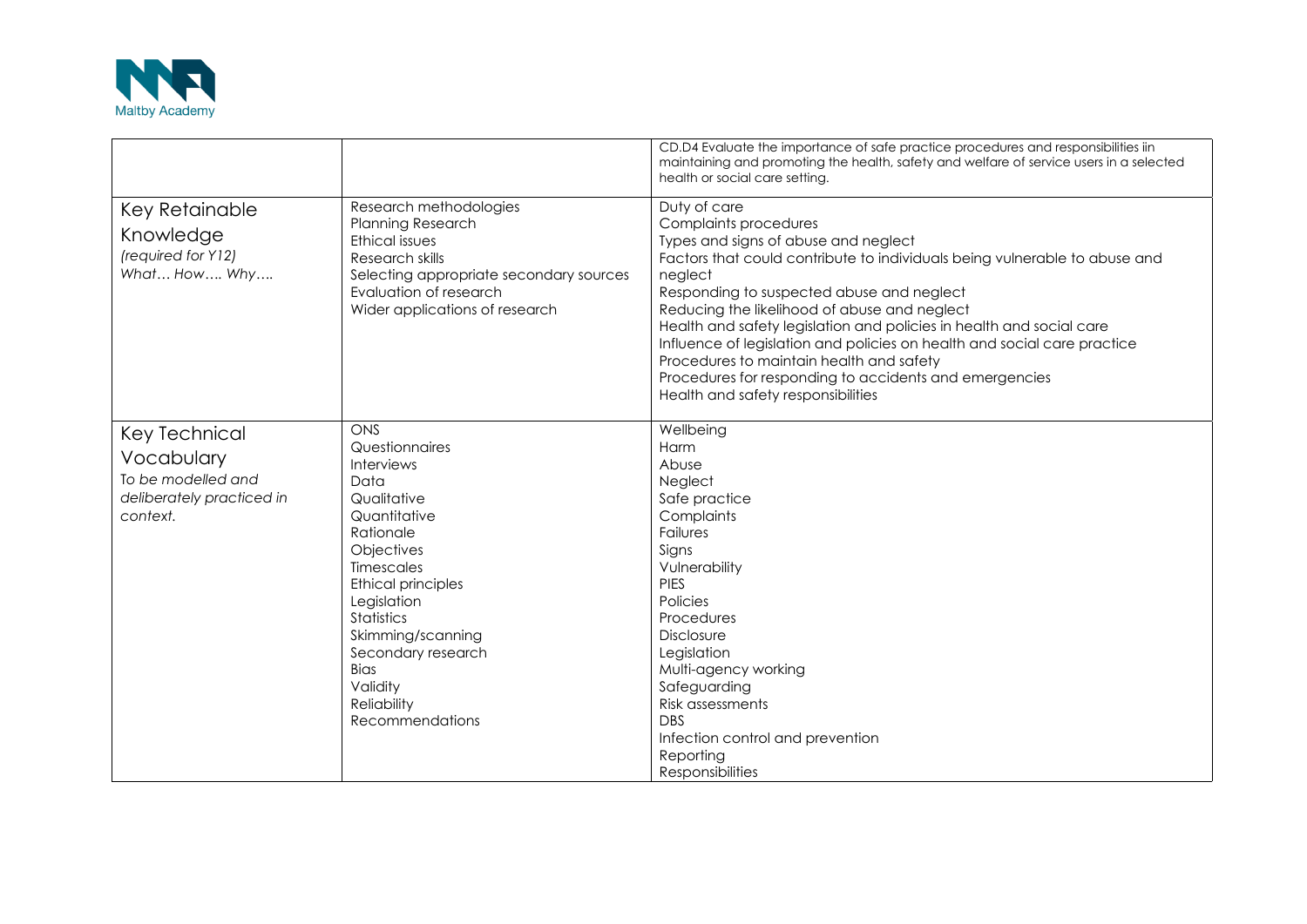| | | |
|---|---|---|
| | | CD.D4 Evaluate the importance of safe practice procedures and responsibilities iin maintaining and promoting the health, safety and welfare of service users in a selected health or social care setting. |
| Key Retainable Knowledge<br>*(required for Y12)*<br>*What… How…. Why….* | Research methodologies<br>Planning Research<br>Ethical issues<br>Research skills<br>Selecting appropriate secondary sources<br>Evaluation of research<br>Wider applications of research | Duty of care<br>Complaints procedures<br>Types and signs of abuse and neglect<br>Factors that could contribute to individuals being vulnerable to abuse and neglect<br>Responding to suspected abuse and neglect<br>Reducing the likelihood of abuse and neglect<br>Health and safety legislation and policies in health and social care<br>Influence of legislation and policies on health and social care practice<br>Procedures to maintain health and safety<br>Procedures for responding to accidents and emergencies<br>Health and safety responsibilities |
| Key Technical Vocabulary<br>*To be modelled and deliberately practiced in context.* | ONS<br>Questionnaires<br>Interviews<br>Data<br>Qualitative<br>Quantitative<br>Rationale<br>Objectives<br>Timescales<br>Ethical principles<br>Legislation<br>Statistics<br>Skimming/scanning<br>Secondary research<br>Bias<br>Validity<br>Reliability<br>Recommendations | Wellbeing<br>Harm<br>Abuse<br>Neglect<br>Safe practice<br>Complaints<br>Failures<br>Signs<br>Vulnerability<br>PIES<br>Policies<br>Procedures<br>Disclosure<br>Legislation<br>Multi-agency working<br>Safeguarding<br>Risk assessments<br>DBS<br>Infection control and prevention<br>Reporting<br>Responsibilities |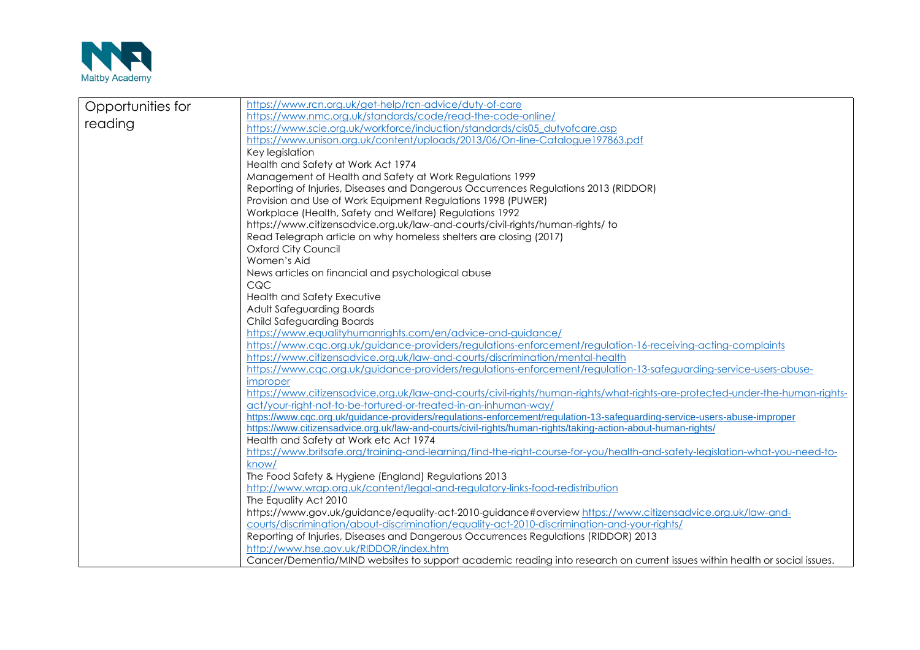| Opportunities for reading | https://www.rcn.org.uk/get-help/rcn-advice/duty-of-care<br>https://www.nmc.org.uk/standards/code/read-the-code-online/<br>https://www.scie.org.uk/workforce/induction/standards/cis05_dutyofcare.asp<br>https://www.unison.org.uk/content/uploads/2013/06/On-line-Catalogue197863.pdf<br>Key legislation<br>Health and Safety at Work Act 1974<br>Management of Health and Safety at Work Regulations 1999<br>Reporting of Injuries, Diseases and Dangerous Occurrences Regulations 2013 (RIDDOR)<br>Provision and Use of Work Equipment Regulations 1998 (PUWER)<br>Workplace (Health, Safety and Welfare) Regulations 1992<br>https://www.citizensadvice.org.uk/law-and-courts/civil-rights/human-rights/ to<br>Read Telegraph article on why homeless shelters are closing (2017)<br>Oxford City Council<br>Women's Aid<br>News articles on financial and psychological abuse<br>CQC<br>Health and Safety Executive<br>Adult Safeguarding Boards<br>Child Safeguarding Boards<br>https://www.equalityhumanrights.com/en/advice-and-guidance/<br>https://www.cqc.org.uk/guidance-providers/regulations-enforcement/regulation-16-receiving-acting-complaints<br>https://www.citizensadvice.org.uk/law-and-courts/discrimination/mental-health<br>https://www.cqc.org.uk/guidance-providers/regulations-enforcement/regulation-13-safeguarding-service-users-abuse-improper<br>https://www.citizensadvice.org.uk/law-and-courts/civil-rights/human-rights/what-rights-are-protected-under-the-human-rights-act/your-right-not-to-be-tortured-or-treated-in-an-inhuman-way/<br>https://www.cqc.org.uk/guidance-providers/regulations-enforcement/regulation-13-safeguarding-service-users-abuse-improper<br>https://www.citizensadvice.org.uk/law-and-courts/civil-rights/human-rights/taking-action-about-human-rights/<br>Health and Safety at Work etc Act 1974<br>https://www.britsafe.org/training-and-learning/find-the-right-course-for-you/health-and-safety-legislation-what-you-need-to-know/<br>The Food Safety & Hygiene (England) Regulations 2013<br>http://www.wrap.org.uk/content/legal-and-regulatory-links-food-redistribution<br>The Equality Act 2010<br>https://www.gov.uk/guidance/equality-act-2010-guidance#overview https://www.citizensadvice.org.uk/law-and-courts/discrimination/about-discrimination/equality-act-2010-discrimination-and-your-rights/<br>Reporting of Injuries, Diseases and Dangerous Occurrences Regulations (RIDDOR) 2013<br>http://www.hse.gov.uk/RIDDOR/index.htm<br>Cancer/Dementia/MIND websites to support academic reading into research on current issues within health or social issues. |
|---|---|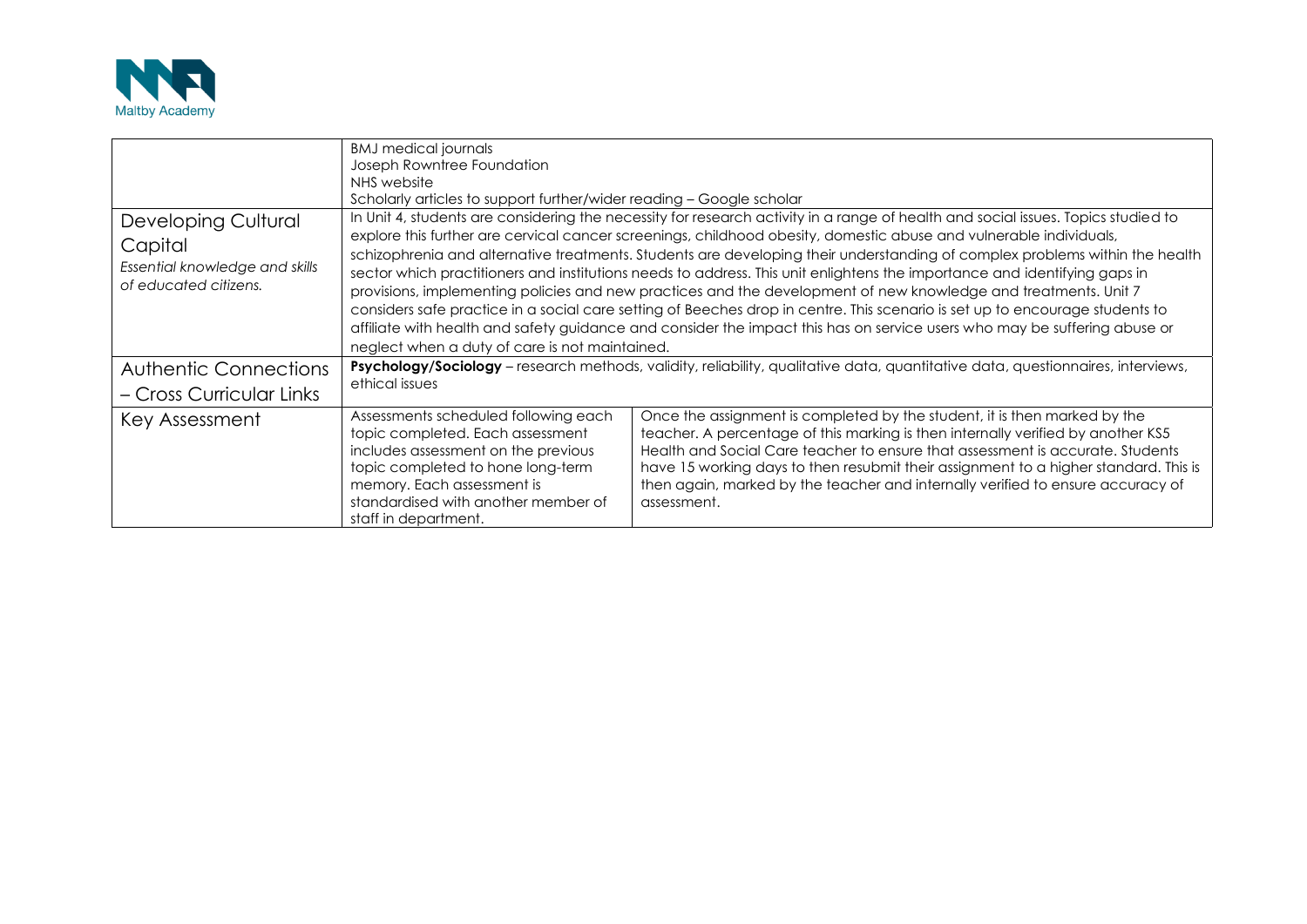| | | |
|---|---|---|
| | BMJ medical journals<br>Joseph Rowntree Foundation<br>NHS website<br>Scholarly articles to support further/wider reading – Google scholar | |
| Developing Cultural Capital<br>*Essential knowledge and skills of educated citizens.* | In Unit 4, students are considering the necessity for research activity in a range of health and social issues. Topics studied to explore this further are cervical cancer screenings, childhood obesity, domestic abuse and vulnerable individuals, schizophrenia and alternative treatments. Students are developing their understanding of complex problems within the health sector which practitioners and institutions needs to address. This unit enlightens the importance and identifying gaps in provisions, implementing policies and new practices and the development of new knowledge and treatments. Unit 7 considers safe practice in a social care setting of Beeches drop in centre. This scenario is set up to encourage students to affiliate with health and safety guidance and consider the impact this has on service users who may be suffering abuse or neglect when a duty of care is not maintained. | |
| Authentic Connections – Cross Curricular Links | **Psychology/Sociology** – research methods, validity, reliability, qualitative data, quantitative data, questionnaires, interviews, ethical issues | |
| Key Assessment | Assessments scheduled following each topic completed. Each assessment includes assessment on the previous topic completed to hone long-term memory. Each assessment is standardised with another member of staff in department. | Once the assignment is completed by the student, it is then marked by the teacher. A percentage of this marking is then internally verified by another KS5 Health and Social Care teacher to ensure that assessment is accurate. Students have 15 working days to then resubmit their assignment to a higher standard. This is then again, marked by the teacher and internally verified to ensure accuracy of assessment. |